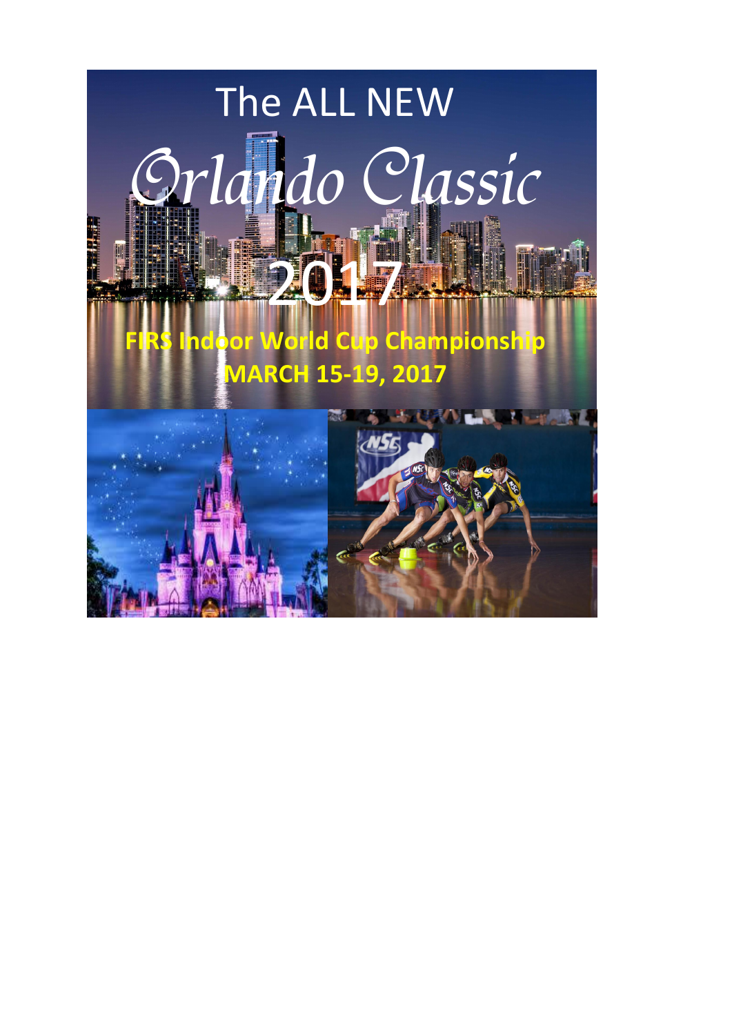# The ALL NEW

# *Orlando Classic*

# 2017

**FIRS Indoor World Cup Championship**

**MARCH 15-19, 2017**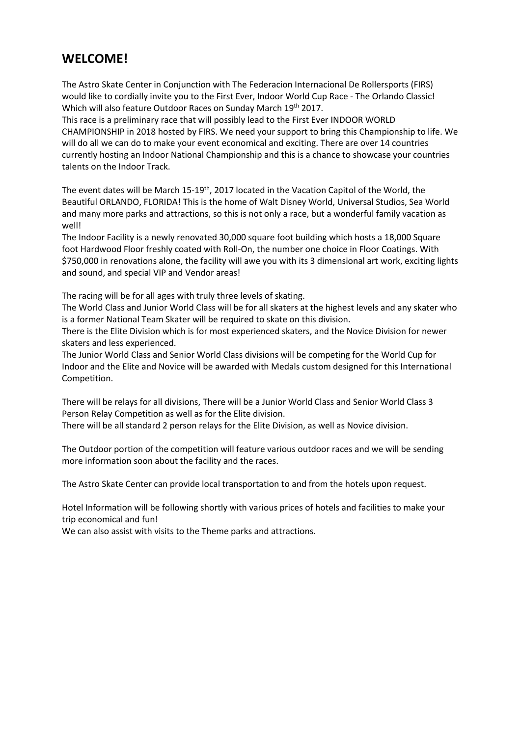## WELCOME!

The Astro Skate Center in Conjunction with The Federacion Internacional De Rollersports (FIRS) would like to cordially invite you to the First Ever, Indoor World Cup Race - The Orlando Classic! Which will also feature Outdoor Races on Sunday March 19th 2017.
This race is a preliminary race that will possibly lead to the First Ever INDOOR WORLD CHAMPIONSHIP in 2018 hosted by FIRS. We need your support to bring this Championship to life. We will do all we can do to make your event economical and exciting. There are over 14 countries currently hosting an Indoor National Championship and this is a chance to showcase your countries talents on the Indoor Track.

The event dates will be March 15-19th, 2017 located in the Vacation Capitol of the World, the Beautiful ORLANDO, FLORIDA! This is the home of Walt Disney World, Universal Studios, Sea World and many more parks and attractions, so this is not only a race, but a wonderful family vacation as well!
The Indoor Facility is a newly renovated 30,000 square foot building which hosts a 18,000 Square foot Hardwood Floor freshly coated with Roll-On, the number one choice in Floor Coatings. With $750,000 in renovations alone, the facility will awe you with its 3 dimensional art work, exciting lights and sound, and special VIP and Vendor areas!

The racing will be for all ages with truly three levels of skating.
The World Class and Junior World Class will be for all skaters at the highest levels and any skater who is a former National Team Skater will be required to skate on this division.
There is the Elite Division which is for most experienced skaters, and the Novice Division for newer skaters and less experienced.
The Junior World Class and Senior World Class divisions will be competing for the World Cup for Indoor and the Elite and Novice will be awarded with Medals custom designed for this International Competition.

There will be relays for all divisions, There will be a Junior World Class and Senior World Class 3 Person Relay Competition as well as for the Elite division.
There will be all standard 2 person relays for the Elite Division, as well as Novice division.

The Outdoor portion of the competition will feature various outdoor races and we will be sending more information soon about the facility and the races.

The Astro Skate Center can provide local transportation to and from the hotels upon request.

Hotel Information will be following shortly with various prices of hotels and facilities to make your trip economical and fun!
We can also assist with visits to the Theme parks and attractions.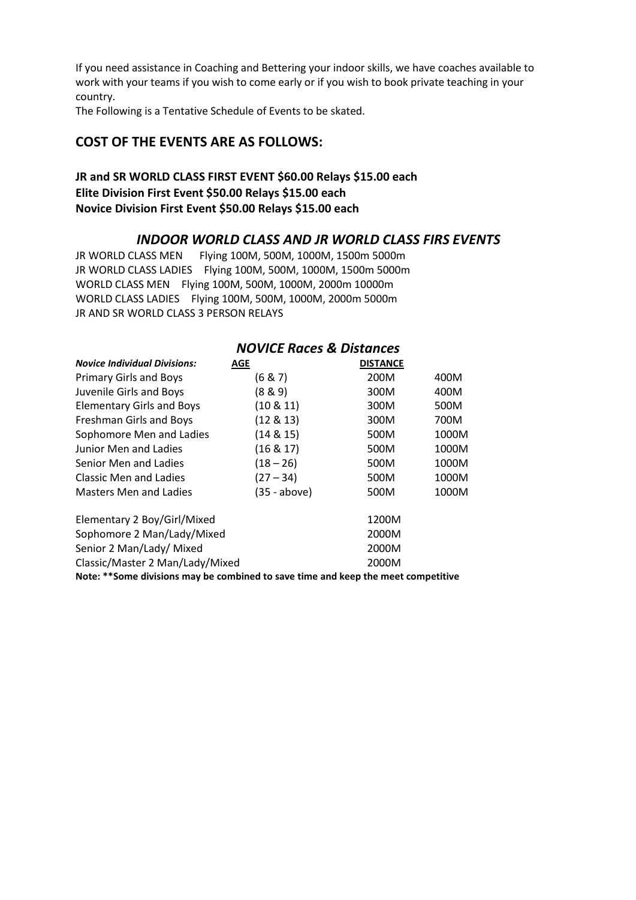If you need assistance in Coaching and Bettering your indoor skills, we have coaches available to work with your teams if you wish to come early or if you wish to book private teaching in your country.

The Following is a Tentative Schedule of Events to be skated.

## COST OF THE EVENTS ARE AS FOLLOWS:

**JR and SR WORLD CLASS FIRST EVENT $60.00 Relays $15.00 each**
**Elite Division First Event $50.00 Relays $15.00 each**
**Novice Division First Event $50.00 Relays $15.00 each**

### *INDOOR WORLD CLASS AND JR WORLD CLASS FIRS EVENTS*

JR WORLD CLASS MEN Flying 100M, 500M, 1000M, 1500m 5000m
JR WORLD CLASS LADIES Flying 100M, 500M, 1000M, 1500m 5000m
WORLD CLASS MEN Flying 100M, 500M, 1000M, 2000m 10000m
WORLD CLASS LADIES Flying 100M, 500M, 1000M, 2000m 5000m
JR AND SR WORLD CLASS 3 PERSON RELAYS

### *NOVICE Races & Distances*

| *Novice Individual Divisions:* | AGE | DISTANCE | |
|---|---|---|---|
| Primary Girls and Boys | (6 & 7) | 200M | 400M |
| Juvenile Girls and Boys | (8 & 9) | 300M | 400M |
| Elementary Girls and Boys | (10 & 11) | 300M | 500M |
| Freshman Girls and Boys | (12 & 13) | 300M | 700M |
| Sophomore Men and Ladies | (14 & 15) | 500M | 1000M |
| Junior Men and Ladies | (16 & 17) | 500M | 1000M |
| Senior Men and Ladies | (18 – 26) | 500M | 1000M |
| Classic Men and Ladies | (27 – 34) | 500M | 1000M |
| Masters Men and Ladies | (35 - above) | 500M | 1000M |
| Elementary 2 Boy/Girl/Mixed | | 1200M | |
| Sophomore 2 Man/Lady/Mixed | | 2000M | |
| Senior 2 Man/Lady/ Mixed | | 2000M | |
| Classic/Master 2 Man/Lady/Mixed | | 2000M | |

**Note: **Some divisions may be combined to save time and keep the meet competitive**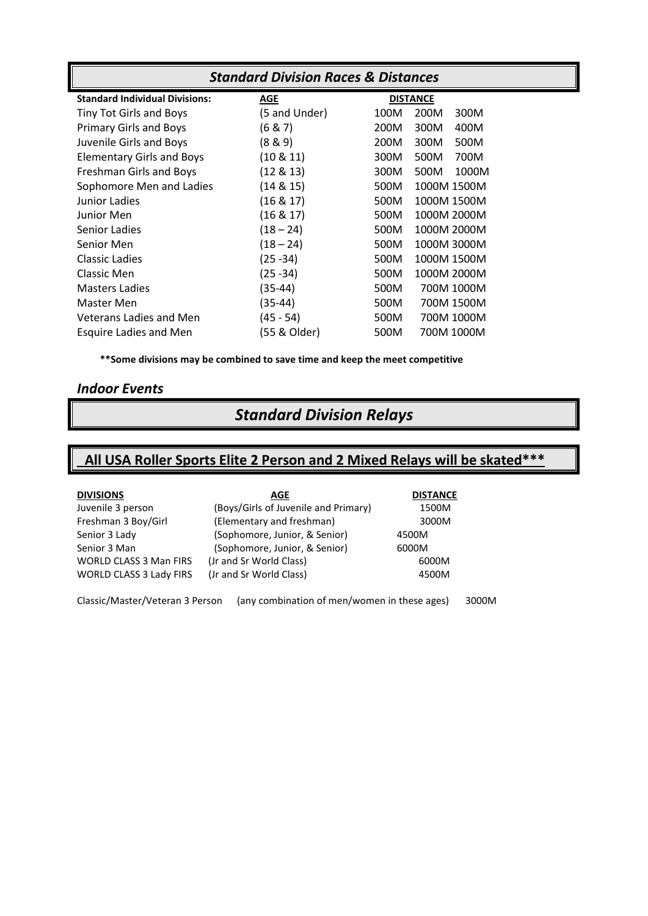## *Standard Division Races & Distances*

| **Standard Individual Divisions:** | **AGE** | **DISTANCE** | | |
|---|---|---|---|---|
| Tiny Tot Girls and Boys | (5 and Under) | 100M | 200M | 300M |
| Primary Girls and Boys | (6 & 7) | 200M | 300M | 400M |
| Juvenile Girls and Boys | (8 & 9) | 200M | 300M | 500M |
| Elementary Girls and Boys | (10 & 11) | 300M | 500M | 700M |
| Freshman Girls and Boys | (12 & 13) | 300M | 500M | 1000M |
| Sophomore Men and Ladies | (14 & 15) | 500M | 1000M | 1500M |
| Junior Ladies | (16 & 17) | 500M | 1000M | 1500M |
| Junior Men | (16 & 17) | 500M | 1000M | 2000M |
| Senior Ladies | (18 – 24) | 500M | 1000M | 2000M |
| Senior Men | (18 – 24) | 500M | 1000M | 3000M |
| Classic Ladies | (25 -34) | 500M | 1000M | 1500M |
| Classic Men | (25 -34) | 500M | 1000M | 2000M |
| Masters Ladies | (35-44) | 500M | 700M | 1000M |
| Master Men | (35-44) | 500M | 700M | 1500M |
| Veterans Ladies and Men | (45 - 54) | 500M | 700M | 1000M |
| Esquire Ladies and Men | (55 & Older) | 500M | 700M | 1000M |

**\*\*Some divisions may be combined to save time and keep the meet competitive**

### *Indoor Events*

## *Standard Division Relays*

## All USA Roller Sports Elite 2 Person and 2 Mixed Relays will be skated\*\*\*

| **DIVISIONS** | **AGE** | **DISTANCE** |
|---|---|---|
| Juvenile 3 person | (Boys/Girls of Juvenile and Primary) | 1500M |
| Freshman 3 Boy/Girl | (Elementary and freshman) | 3000M |
| Senior 3 Lady | (Sophomore, Junior, & Senior) | 4500M |
| Senior 3 Man | (Sophomore, Junior, & Senior) | 6000M |
| WORLD CLASS 3 Man FIRS | (Jr and Sr World Class) | 6000M |
| WORLD CLASS 3 Lady FIRS | (Jr and Sr World Class) | 4500M |
| Classic/Master/Veteran 3 Person | (any combination of men/women in these ages) | 3000M |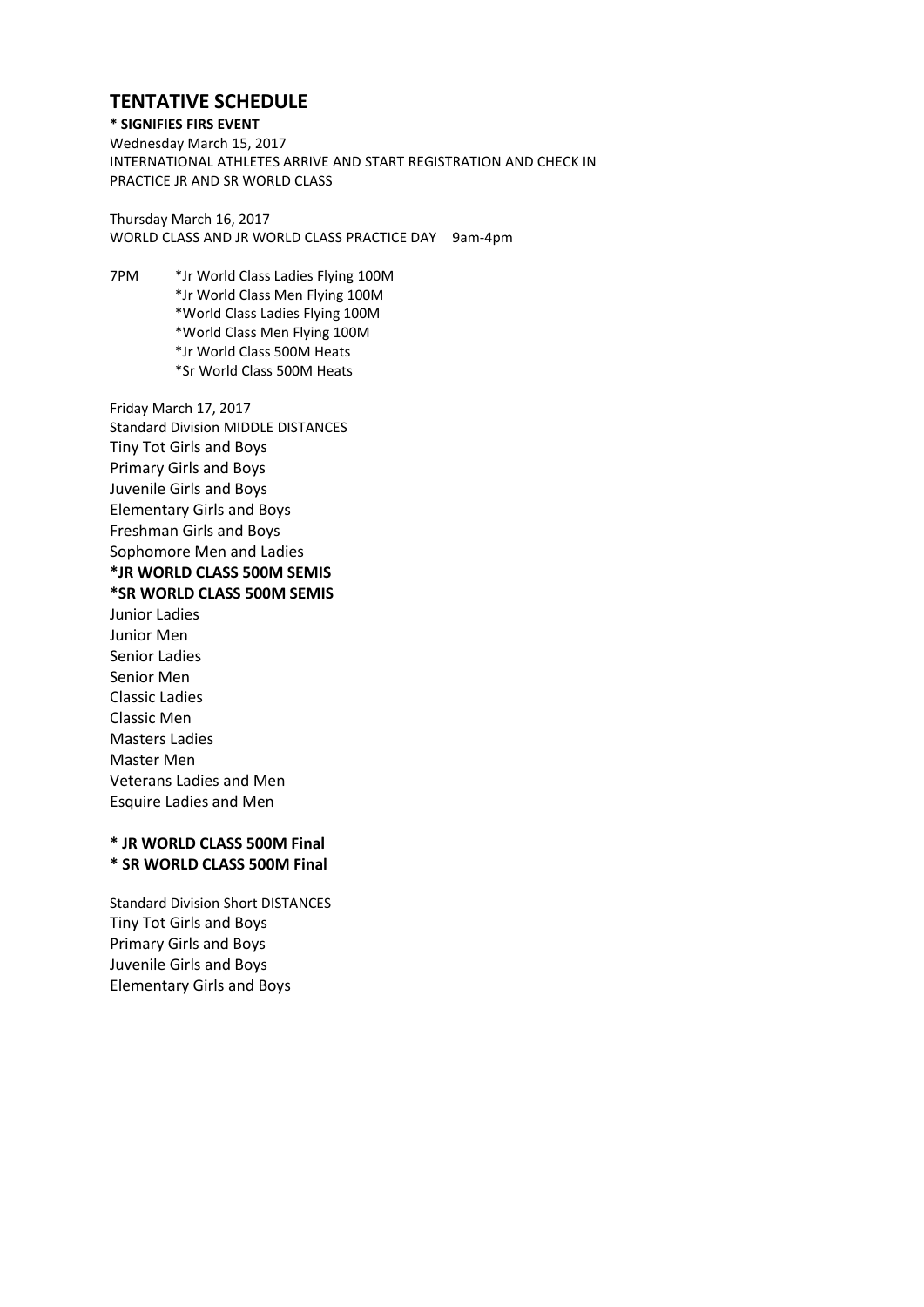## TENTATIVE SCHEDULE

**\* SIGNIFIES FIRS EVENT**

Wednesday March 15, 2017
INTERNATIONAL ATHLETES ARRIVE AND START REGISTRATION AND CHECK IN
PRACTICE JR AND SR WORLD CLASS

Thursday March 16, 2017
WORLD CLASS AND JR WORLD CLASS PRACTICE DAY 9am-4pm

7PM
*Jr World Class Ladies Flying 100M
*Jr World Class Men Flying 100M
*World Class Ladies Flying 100M
*World Class Men Flying 100M
*Jr World Class 500M Heats
*Sr World Class 500M Heats

Friday March 17, 2017
Standard Division MIDDLE DISTANCES
Tiny Tot Girls and Boys
Primary Girls and Boys
Juvenile Girls and Boys
Elementary Girls and Boys
Freshman Girls and Boys
Sophomore Men and Ladies
**\*JR WORLD CLASS 500M SEMIS**
**\*SR WORLD CLASS 500M SEMIS**
Junior Ladies
Junior Men
Senior Ladies
Senior Men
Classic Ladies
Classic Men
Masters Ladies
Master Men
Veterans Ladies and Men
Esquire Ladies and Men

**\* JR WORLD CLASS 500M Final**
**\* SR WORLD CLASS 500M Final**

Standard Division Short DISTANCES
Tiny Tot Girls and Boys
Primary Girls and Boys
Juvenile Girls and Boys
Elementary Girls and Boys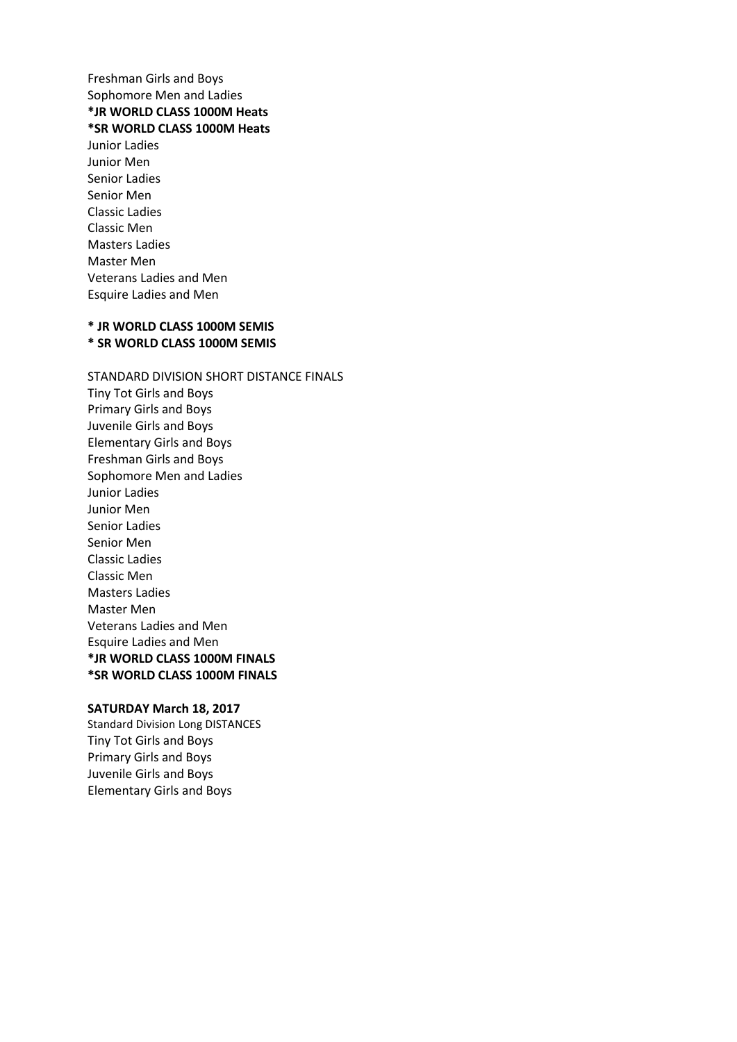Freshman Girls and Boys
Sophomore Men and Ladies
**\*JR WORLD CLASS 1000M Heats**
**\*SR WORLD CLASS 1000M Heats**
Junior Ladies
Junior Men
Senior Ladies
Senior Men
Classic Ladies
Classic Men
Masters Ladies
Master Men
Veterans Ladies and Men
Esquire Ladies and Men

**\* JR WORLD CLASS 1000M SEMIS**
**\* SR WORLD CLASS 1000M SEMIS**

STANDARD DIVISION SHORT DISTANCE FINALS
Tiny Tot Girls and Boys
Primary Girls and Boys
Juvenile Girls and Boys
Elementary Girls and Boys
Freshman Girls and Boys
Sophomore Men and Ladies
Junior Ladies
Junior Men
Senior Ladies
Senior Men
Classic Ladies
Classic Men
Masters Ladies
Master Men
Veterans Ladies and Men
Esquire Ladies and Men
**\*JR WORLD CLASS 1000M FINALS**
**\*SR WORLD CLASS 1000M FINALS**

**SATURDAY March 18, 2017**
Standard Division Long DISTANCES
Tiny Tot Girls and Boys
Primary Girls and Boys
Juvenile Girls and Boys
Elementary Girls and Boys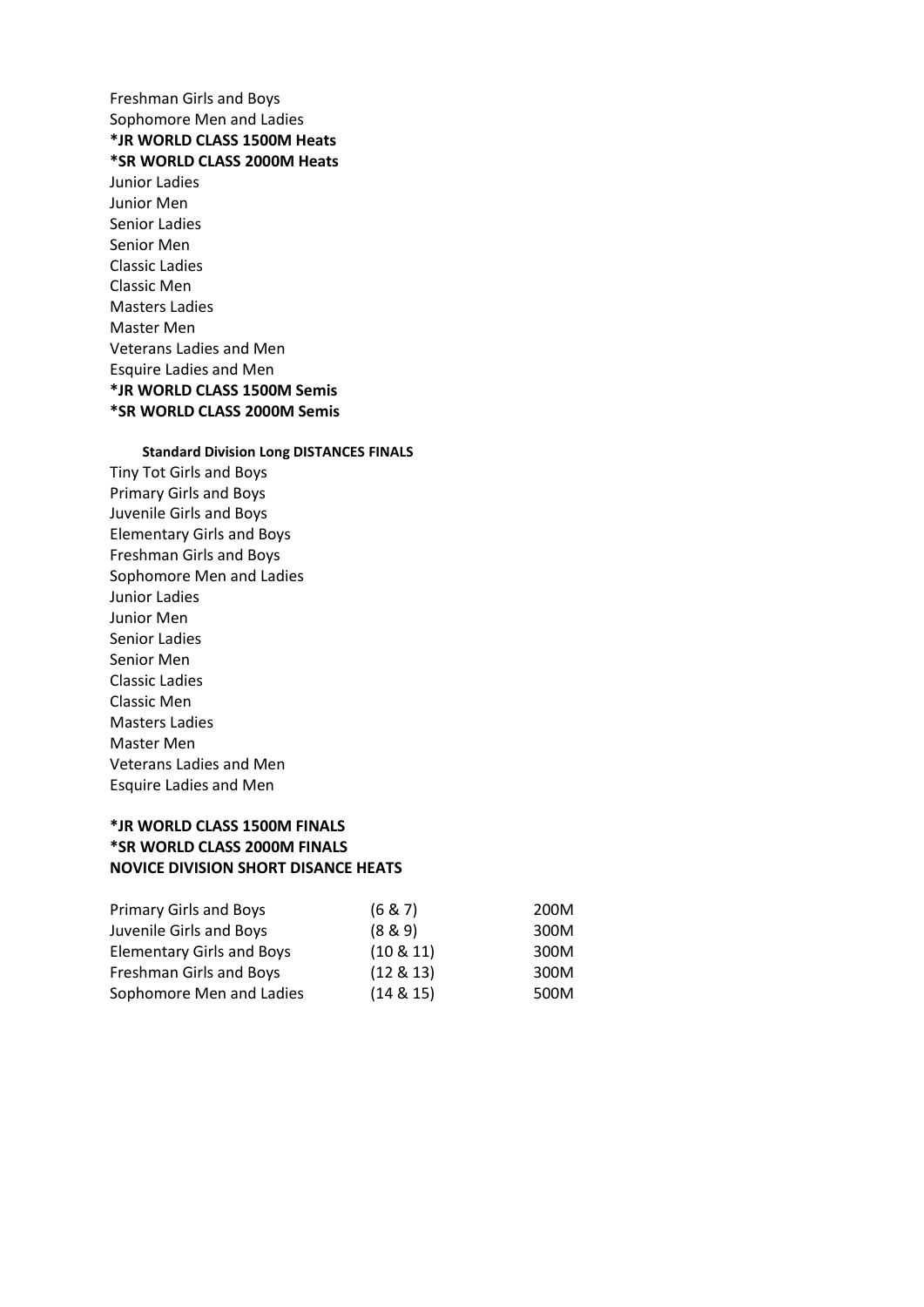Freshman Girls and Boys
Sophomore Men and Ladies
**\*JR WORLD CLASS 1500M Heats**
**\*SR WORLD CLASS 2000M Heats**
Junior Ladies
Junior Men
Senior Ladies
Senior Men
Classic Ladies
Classic Men
Masters Ladies
Master Men
Veterans Ladies and Men
Esquire Ladies and Men
**\*JR WORLD CLASS 1500M Semis**
**\*SR WORLD CLASS 2000M Semis**

**Standard Division Long DISTANCES FINALS**

Tiny Tot Girls and Boys
Primary Girls and Boys
Juvenile Girls and Boys
Elementary Girls and Boys
Freshman Girls and Boys
Sophomore Men and Ladies
Junior Ladies
Junior Men
Senior Ladies
Senior Men
Classic Ladies
Classic Men
Masters Ladies
Master Men
Veterans Ladies and Men
Esquire Ladies and Men

**\*JR WORLD CLASS 1500M FINALS**
**\*SR WORLD CLASS 2000M FINALS**
**NOVICE DIVISION SHORT DISANCE HEATS**

| | | |
|---|---|---|
| Primary Girls and Boys | (6 & 7) | 200M |
| Juvenile Girls and Boys | (8 & 9) | 300M |
| Elementary Girls and Boys | (10 & 11) | 300M |
| Freshman Girls and Boys | (12 & 13) | 300M |
| Sophomore Men and Ladies | (14 & 15) | 500M |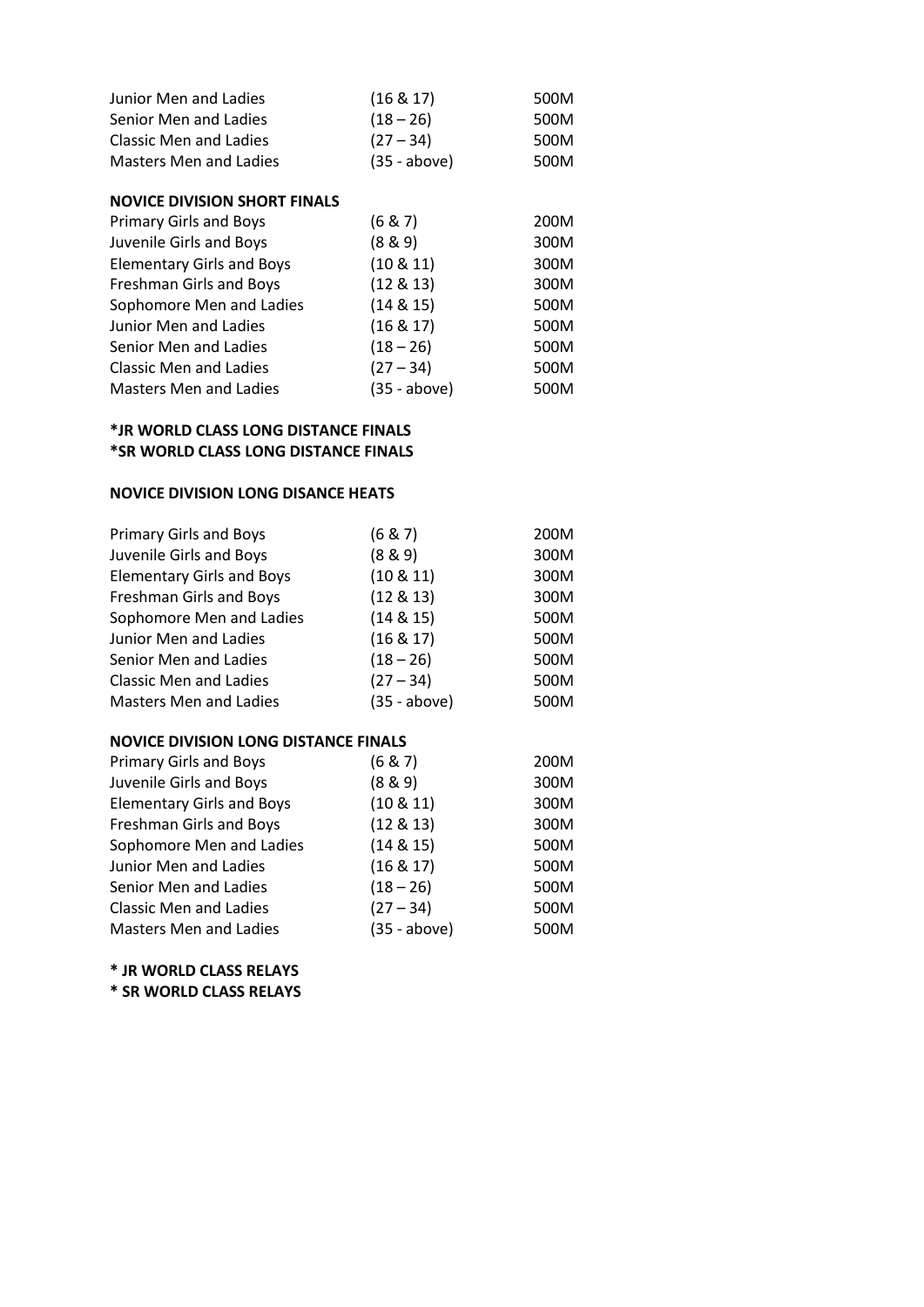| | | |
|---|---|---|
| Junior Men and Ladies | (16 & 17) | 500M |
| Senior Men and Ladies | (18 – 26) | 500M |
| Classic Men and Ladies | (27 – 34) | 500M |
| Masters Men and Ladies | (35 - above) | 500M |

**NOVICE DIVISION SHORT FINALS**

| | | |
|---|---|---|
| Primary Girls and Boys | (6 & 7) | 200M |
| Juvenile Girls and Boys | (8 & 9) | 300M |
| Elementary Girls and Boys | (10 & 11) | 300M |
| Freshman Girls and Boys | (12 & 13) | 300M |
| Sophomore Men and Ladies | (14 & 15) | 500M |
| Junior Men and Ladies | (16 & 17) | 500M |
| Senior Men and Ladies | (18 – 26) | 500M |
| Classic Men and Ladies | (27 – 34) | 500M |
| Masters Men and Ladies | (35 - above) | 500M |

**\*JR WORLD CLASS LONG DISTANCE FINALS**
**\*SR WORLD CLASS LONG DISTANCE FINALS**

**NOVICE DIVISION LONG DISANCE HEATS**

| | | |
|---|---|---|
| Primary Girls and Boys | (6 & 7) | 200M |
| Juvenile Girls and Boys | (8 & 9) | 300M |
| Elementary Girls and Boys | (10 & 11) | 300M |
| Freshman Girls and Boys | (12 & 13) | 300M |
| Sophomore Men and Ladies | (14 & 15) | 500M |
| Junior Men and Ladies | (16 & 17) | 500M |
| Senior Men and Ladies | (18 – 26) | 500M |
| Classic Men and Ladies | (27 – 34) | 500M |
| Masters Men and Ladies | (35 - above) | 500M |

**NOVICE DIVISION LONG DISTANCE FINALS**

| | | |
|---|---|---|
| Primary Girls and Boys | (6 & 7) | 200M |
| Juvenile Girls and Boys | (8 & 9) | 300M |
| Elementary Girls and Boys | (10 & 11) | 300M |
| Freshman Girls and Boys | (12 & 13) | 300M |
| Sophomore Men and Ladies | (14 & 15) | 500M |
| Junior Men and Ladies | (16 & 17) | 500M |
| Senior Men and Ladies | (18 – 26) | 500M |
| Classic Men and Ladies | (27 – 34) | 500M |
| Masters Men and Ladies | (35 - above) | 500M |

**\* JR WORLD CLASS RELAYS**
**\* SR WORLD CLASS RELAYS**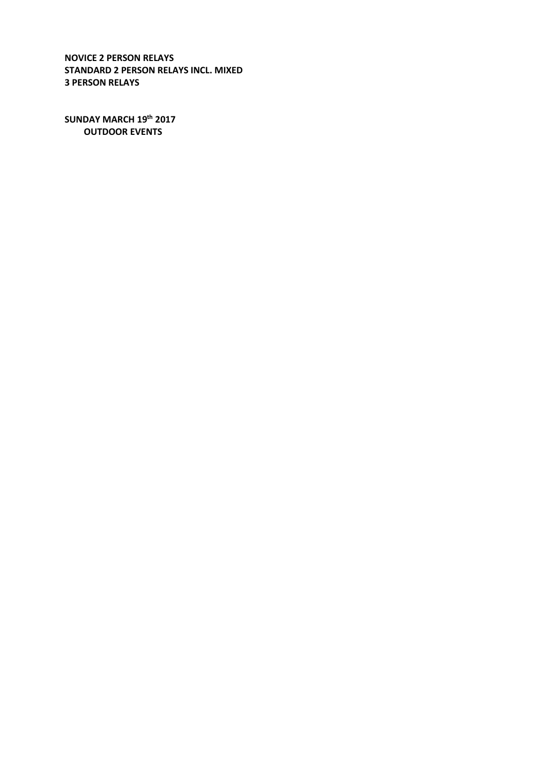**NOVICE 2 PERSON RELAYS**
**STANDARD 2 PERSON RELAYS INCL. MIXED**
**3 PERSON RELAYS**

**SUNDAY MARCH 19th 2017**
**OUTDOOR EVENTS**